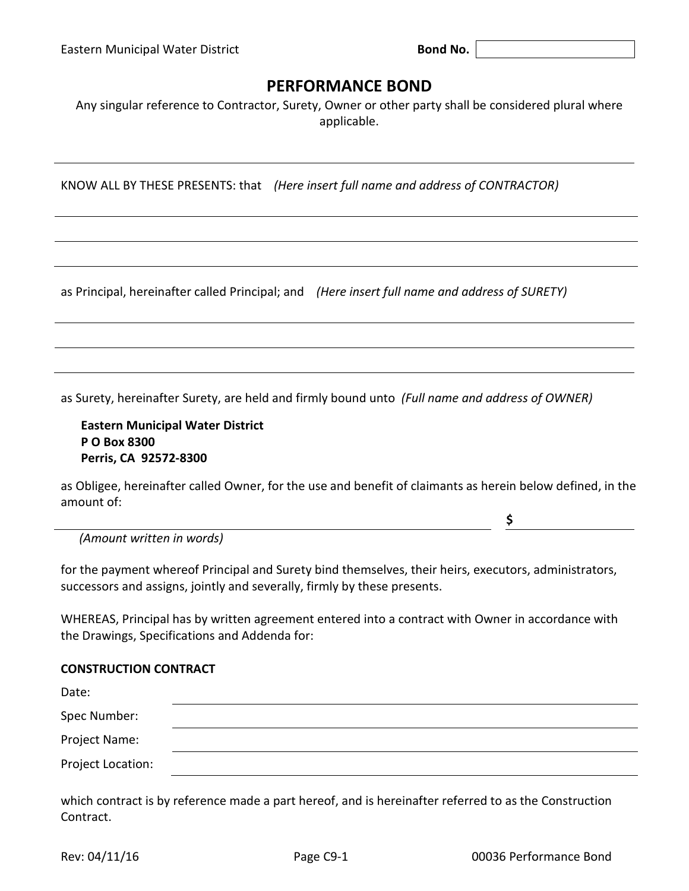Eastern Municipal Water District **Bond No.** ____________

# PERFORMANCE BOND

Any singular reference to Contractor, Surety, Owner or other party shall be considered plural where applicable.

---

KNOW ALL BY THESE PRESENTS: that *(Here insert full name and address of CONTRACTOR)*

_______________________________________________

_______________________________________________

_______________________________________________

as Principal, hereinafter called Principal; and *(Here insert full name and address of SURETY)*

_______________________________________________

_______________________________________________

_______________________________________________

as Surety, hereinafter Surety, are held and firmly bound unto *(Full name and address of OWNER)*

**Eastern Municipal Water District**
**P O Box 8300**
**Perris, CA 92572-8300**

as Obligee, hereinafter called Owner, for the use and benefit of claimants as herein below defined, in the amount of:

_______________________________________________ **$** ____________

*(Amount written in words)*

for the payment whereof Principal and Surety bind themselves, their heirs, executors, administrators, successors and assigns, jointly and severally, firmly by these presents.

WHEREAS, Principal has by written agreement entered into a contract with Owner in accordance with the Drawings, Specifications and Addenda for:

**CONSTRUCTION CONTRACT**

Date: ____________________

Spec Number: ____________________

Project Name: ____________________

Project Location: ____________________

which contract is by reference made a part hereof, and is hereinafter referred to as the Construction Contract.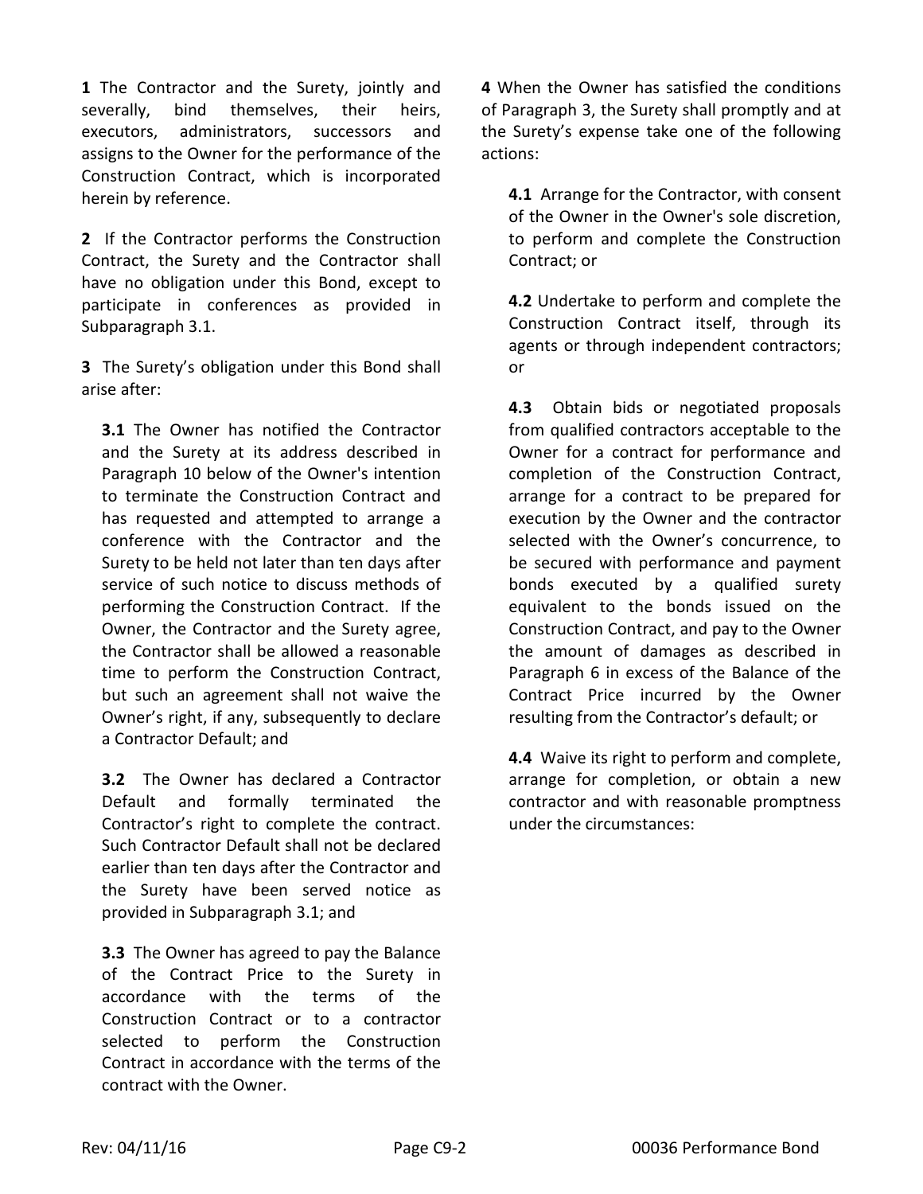**1** The Contractor and the Surety, jointly and severally, bind themselves, their heirs, executors, administrators, successors and assigns to the Owner for the performance of the Construction Contract, which is incorporated herein by reference.

**2** If the Contractor performs the Construction Contract, the Surety and the Contractor shall have no obligation under this Bond, except to participate in conferences as provided in Subparagraph 3.1.

**3** The Surety's obligation under this Bond shall arise after:

**3.1** The Owner has notified the Contractor and the Surety at its address described in Paragraph 10 below of the Owner's intention to terminate the Construction Contract and has requested and attempted to arrange a conference with the Contractor and the Surety to be held not later than ten days after service of such notice to discuss methods of performing the Construction Contract. If the Owner, the Contractor and the Surety agree, the Contractor shall be allowed a reasonable time to perform the Construction Contract, but such an agreement shall not waive the Owner's right, if any, subsequently to declare a Contractor Default; and

**3.2** The Owner has declared a Contractor Default and formally terminated the Contractor's right to complete the contract. Such Contractor Default shall not be declared earlier than ten days after the Contractor and the Surety have been served notice as provided in Subparagraph 3.1; and

**3.3** The Owner has agreed to pay the Balance of the Contract Price to the Surety in accordance with the terms of the Construction Contract or to a contractor selected to perform the Construction Contract in accordance with the terms of the contract with the Owner.

**4** When the Owner has satisfied the conditions of Paragraph 3, the Surety shall promptly and at the Surety's expense take one of the following actions:

**4.1** Arrange for the Contractor, with consent of the Owner in the Owner's sole discretion, to perform and complete the Construction Contract; or

**4.2** Undertake to perform and complete the Construction Contract itself, through its agents or through independent contractors; or

**4.3** Obtain bids or negotiated proposals from qualified contractors acceptable to the Owner for a contract for performance and completion of the Construction Contract, arrange for a contract to be prepared for execution by the Owner and the contractor selected with the Owner's concurrence, to be secured with performance and payment bonds executed by a qualified surety equivalent to the bonds issued on the Construction Contract, and pay to the Owner the amount of damages as described in Paragraph 6 in excess of the Balance of the Contract Price incurred by the Owner resulting from the Contractor's default; or

**4.4** Waive its right to perform and complete, arrange for completion, or obtain a new contractor and with reasonable promptness under the circumstances: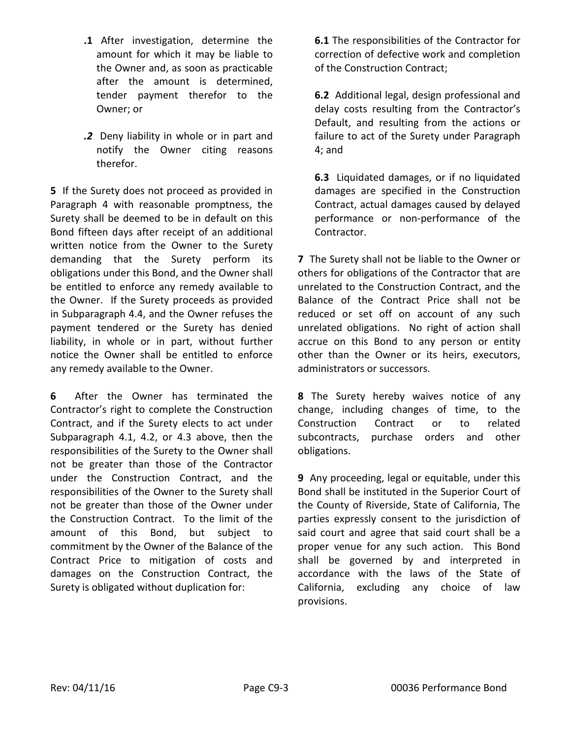**.1** After investigation, determine the amount for which it may be liable to the Owner and, as soon as practicable after the amount is determined, tender payment therefor to the Owner; or

***.2*** Deny liability in whole or in part and notify the Owner citing reasons therefor.

**5** If the Surety does not proceed as provided in Paragraph 4 with reasonable promptness, the Surety shall be deemed to be in default on this Bond fifteen days after receipt of an additional written notice from the Owner to the Surety demanding that the Surety perform its obligations under this Bond, and the Owner shall be entitled to enforce any remedy available to the Owner. If the Surety proceeds as provided in Subparagraph 4.4, and the Owner refuses the payment tendered or the Surety has denied liability, in whole or in part, without further notice the Owner shall be entitled to enforce any remedy available to the Owner.

**6** After the Owner has terminated the Contractor's right to complete the Construction Contract, and if the Surety elects to act under Subparagraph 4.1, 4.2, or 4.3 above, then the responsibilities of the Surety to the Owner shall not be greater than those of the Contractor under the Construction Contract, and the responsibilities of the Owner to the Surety shall not be greater than those of the Owner under the Construction Contract. To the limit of the amount of this Bond, but subject to commitment by the Owner of the Balance of the Contract Price to mitigation of costs and damages on the Construction Contract, the Surety is obligated without duplication for:

**6.1** The responsibilities of the Contractor for correction of defective work and completion of the Construction Contract;

**6.2** Additional legal, design professional and delay costs resulting from the Contractor's Default, and resulting from the actions or failure to act of the Surety under Paragraph 4; and

**6.3** Liquidated damages, or if no liquidated damages are specified in the Construction Contract, actual damages caused by delayed performance or non-performance of the Contractor.

**7** The Surety shall not be liable to the Owner or others for obligations of the Contractor that are unrelated to the Construction Contract, and the Balance of the Contract Price shall not be reduced or set off on account of any such unrelated obligations. No right of action shall accrue on this Bond to any person or entity other than the Owner or its heirs, executors, administrators or successors.

**8** The Surety hereby waives notice of any change, including changes of time, to the Construction Contract or to related subcontracts, purchase orders and other obligations.

**9** Any proceeding, legal or equitable, under this Bond shall be instituted in the Superior Court of the County of Riverside, State of California, The parties expressly consent to the jurisdiction of said court and agree that said court shall be a proper venue for any such action. This Bond shall be governed by and interpreted in accordance with the laws of the State of California, excluding any choice of law provisions.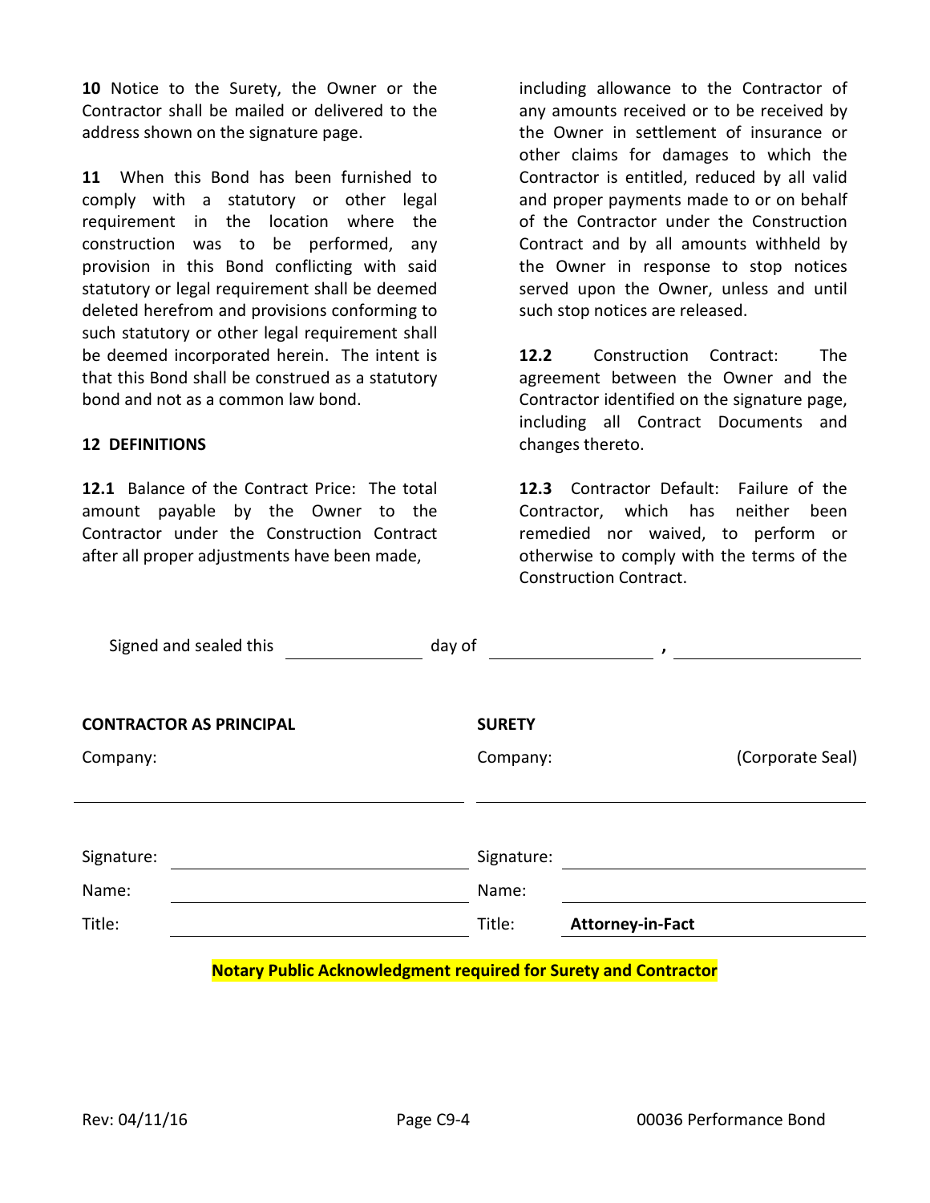**10** Notice to the Surety, the Owner or the Contractor shall be mailed or delivered to the address shown on the signature page.

**11** When this Bond has been furnished to comply with a statutory or other legal requirement in the location where the construction was to be performed, any provision in this Bond conflicting with said statutory or legal requirement shall be deemed deleted herefrom and provisions conforming to such statutory or other legal requirement shall be deemed incorporated herein. The intent is that this Bond shall be construed as a statutory bond and not as a common law bond.

**12 DEFINITIONS**

**12.1** Balance of the Contract Price: The total amount payable by the Owner to the Contractor under the Construction Contract after all proper adjustments have been made, including allowance to the Contractor of any amounts received or to be received by the Owner in settlement of insurance or other claims for damages to which the Contractor is entitled, reduced by all valid and proper payments made to or on behalf of the Contractor under the Construction Contract and by all amounts withheld by the Owner in response to stop notices served upon the Owner, unless and until such stop notices are released.

**12.2** Construction Contract: The agreement between the Owner and the Contractor identified on the signature page, including all Contract Documents and changes thereto.

**12.3** Contractor Default: Failure of the Contractor, which has neither been remedied nor waived, to perform or otherwise to comply with the terms of the Construction Contract.

Signed and sealed this ______________ day of ________________ , ________________

| | |
|---|---|
| **CONTRACTOR AS PRINCIPAL** | **SURETY** |
| Company: | Company: (Corporate Seal) |
| Signature: | Signature: |
| Name: | Name: |
| Title: | Title: **Attorney-in-Fact** |

**Notary Public Acknowledgment required for Surety and Contractor**